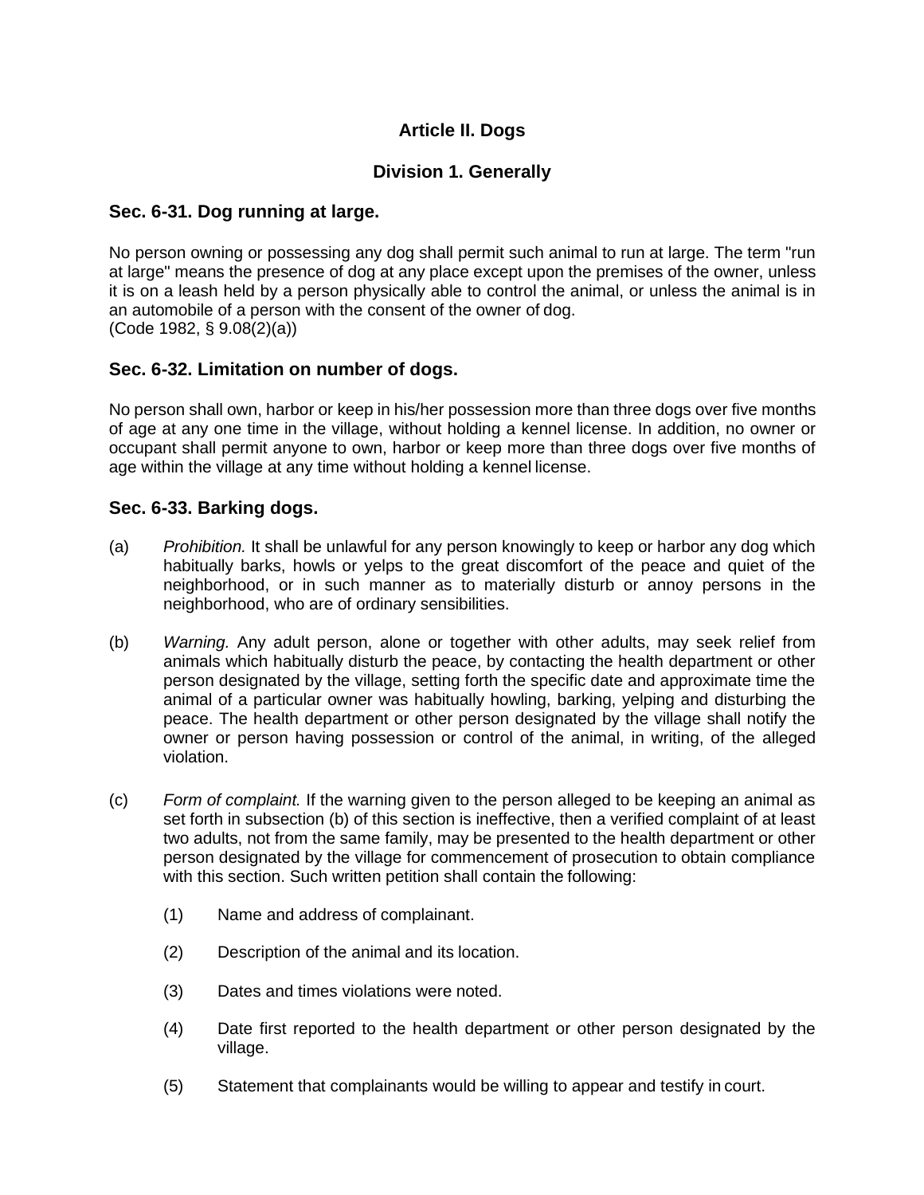# Article II. Dogs

## Division 1. Generally

### Sec. 6-31. Dog running at large.

No person owning or possessing any dog shall permit such animal to run at large. The term "run at large" means the presence of dog at any place except upon the premises of the owner, unless it is on a leash held by a person physically able to control the animal, or unless the animal is in an automobile of a person with the consent of the owner of dog.
(Code 1982, § 9.08(2)(a))

### Sec. 6-32. Limitation on number of dogs.

No person shall own, harbor or keep in his/her possession more than three dogs over five months of age at any one time in the village, without holding a kennel license. In addition, no owner or occupant shall permit anyone to own, harbor or keep more than three dogs over five months of age within the village at any time without holding a kennel license.

### Sec. 6-33. Barking dogs.

(a) *Prohibition.* It shall be unlawful for any person knowingly to keep or harbor any dog which habitually barks, howls or yelps to the great discomfort of the peace and quiet of the neighborhood, or in such manner as to materially disturb or annoy persons in the neighborhood, who are of ordinary sensibilities.

(b) *Warning.* Any adult person, alone or together with other adults, may seek relief from animals which habitually disturb the peace, by contacting the health department or other person designated by the village, setting forth the specific date and approximate time the animal of a particular owner was habitually howling, barking, yelping and disturbing the peace. The health department or other person designated by the village shall notify the owner or person having possession or control of the animal, in writing, of the alleged violation.

(c) *Form of complaint.* If the warning given to the person alleged to be keeping an animal as set forth in subsection (b) of this section is ineffective, then a verified complaint of at least two adults, not from the same family, may be presented to the health department or other person designated by the village for commencement of prosecution to obtain compliance with this section. Such written petition shall contain the following:

   (1) Name and address of complainant.

   (2) Description of the animal and its location.

   (3) Dates and times violations were noted.

   (4) Date first reported to the health department or other person designated by the village.

   (5) Statement that complainants would be willing to appear and testify in court.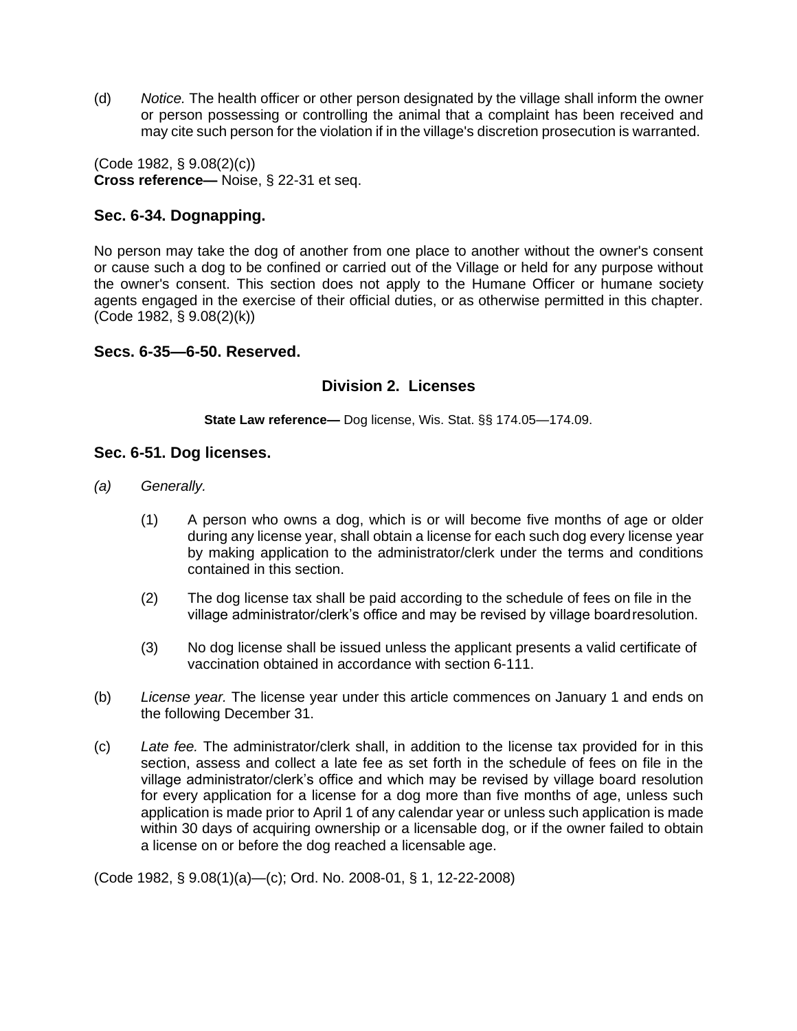(d) *Notice.* The health officer or other person designated by the village shall inform the owner or person possessing or controlling the animal that a complaint has been received and may cite such person for the violation if in the village's discretion prosecution is warranted.

(Code 1982, § 9.08(2)(c))
**Cross reference—** Noise, § 22-31 et seq.

### Sec. 6-34. Dognapping.

No person may take the dog of another from one place to another without the owner's consent or cause such a dog to be confined or carried out of the Village or held for any purpose without the owner's consent. This section does not apply to the Humane Officer or humane society agents engaged in the exercise of their official duties, or as otherwise permitted in this chapter. (Code 1982, § 9.08(2)(k))

### Secs. 6-35—6-50. Reserved.

## Division 2. Licenses

**State Law reference—** Dog license, Wis. Stat. §§ 174.05—174.09.

### Sec. 6-51. Dog licenses.

*(a) Generally.*

(1) A person who owns a dog, which is or will become five months of age or older during any license year, shall obtain a license for each such dog every license year by making application to the administrator/clerk under the terms and conditions contained in this section.

(2) The dog license tax shall be paid according to the schedule of fees on file in the village administrator/clerk's office and may be revised by village board resolution.

(3) No dog license shall be issued unless the applicant presents a valid certificate of vaccination obtained in accordance with section 6-111.

(b) *License year.* The license year under this article commences on January 1 and ends on the following December 31.

(c) *Late fee.* The administrator/clerk shall, in addition to the license tax provided for in this section, assess and collect a late fee as set forth in the schedule of fees on file in the village administrator/clerk's office and which may be revised by village board resolution for every application for a license for a dog more than five months of age, unless such application is made prior to April 1 of any calendar year or unless such application is made within 30 days of acquiring ownership or a licensable dog, or if the owner failed to obtain a license on or before the dog reached a licensable age.

(Code 1982, § 9.08(1)(a)—(c); Ord. No. 2008-01, § 1, 12-22-2008)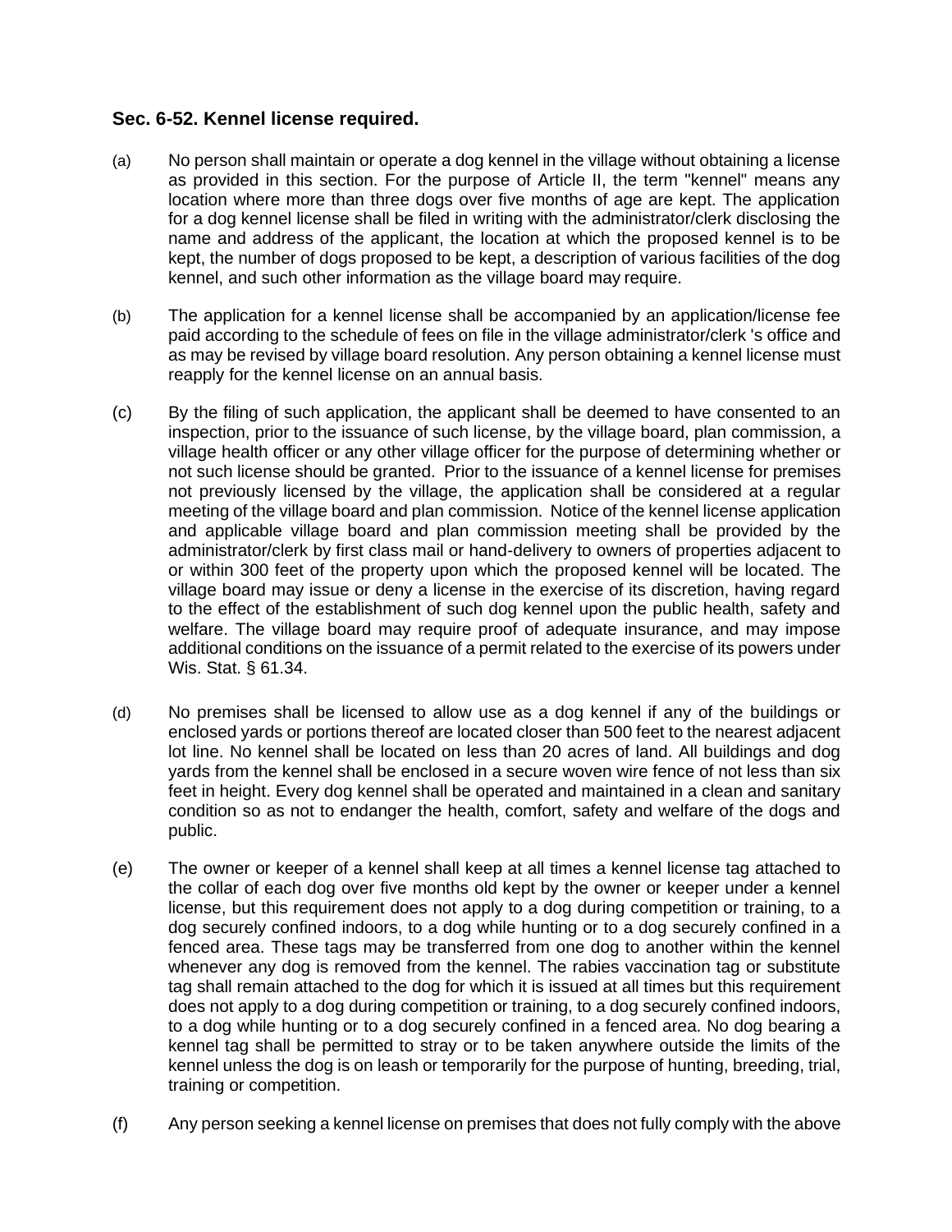### Sec. 6-52. Kennel license required.

(a) No person shall maintain or operate a dog kennel in the village without obtaining a license as provided in this section. For the purpose of Article II, the term "kennel" means any location where more than three dogs over five months of age are kept. The application for a dog kennel license shall be filed in writing with the administrator/clerk disclosing the name and address of the applicant, the location at which the proposed kennel is to be kept, the number of dogs proposed to be kept, a description of various facilities of the dog kennel, and such other information as the village board may require.

(b) The application for a kennel license shall be accompanied by an application/license fee paid according to the schedule of fees on file in the village administrator/clerk 's office and as may be revised by village board resolution. Any person obtaining a kennel license must reapply for the kennel license on an annual basis.

(c) By the filing of such application, the applicant shall be deemed to have consented to an inspection, prior to the issuance of such license, by the village board, plan commission, a village health officer or any other village officer for the purpose of determining whether or not such license should be granted. Prior to the issuance of a kennel license for premises not previously licensed by the village, the application shall be considered at a regular meeting of the village board and plan commission. Notice of the kennel license application and applicable village board and plan commission meeting shall be provided by the administrator/clerk by first class mail or hand-delivery to owners of properties adjacent to or within 300 feet of the property upon which the proposed kennel will be located. The village board may issue or deny a license in the exercise of its discretion, having regard to the effect of the establishment of such dog kennel upon the public health, safety and welfare. The village board may require proof of adequate insurance, and may impose additional conditions on the issuance of a permit related to the exercise of its powers under Wis. Stat. § 61.34.

(d) No premises shall be licensed to allow use as a dog kennel if any of the buildings or enclosed yards or portions thereof are located closer than 500 feet to the nearest adjacent lot line. No kennel shall be located on less than 20 acres of land. All buildings and dog yards from the kennel shall be enclosed in a secure woven wire fence of not less than six feet in height. Every dog kennel shall be operated and maintained in a clean and sanitary condition so as not to endanger the health, comfort, safety and welfare of the dogs and public.

(e) The owner or keeper of a kennel shall keep at all times a kennel license tag attached to the collar of each dog over five months old kept by the owner or keeper under a kennel license, but this requirement does not apply to a dog during competition or training, to a dog securely confined indoors, to a dog while hunting or to a dog securely confined in a fenced area. These tags may be transferred from one dog to another within the kennel whenever any dog is removed from the kennel. The rabies vaccination tag or substitute tag shall remain attached to the dog for which it is issued at all times but this requirement does not apply to a dog during competition or training, to a dog securely confined indoors, to a dog while hunting or to a dog securely confined in a fenced area. No dog bearing a kennel tag shall be permitted to stray or to be taken anywhere outside the limits of the kennel unless the dog is on leash or temporarily for the purpose of hunting, breeding, trial, training or competition.

(f) Any person seeking a kennel license on premises that does not fully comply with the above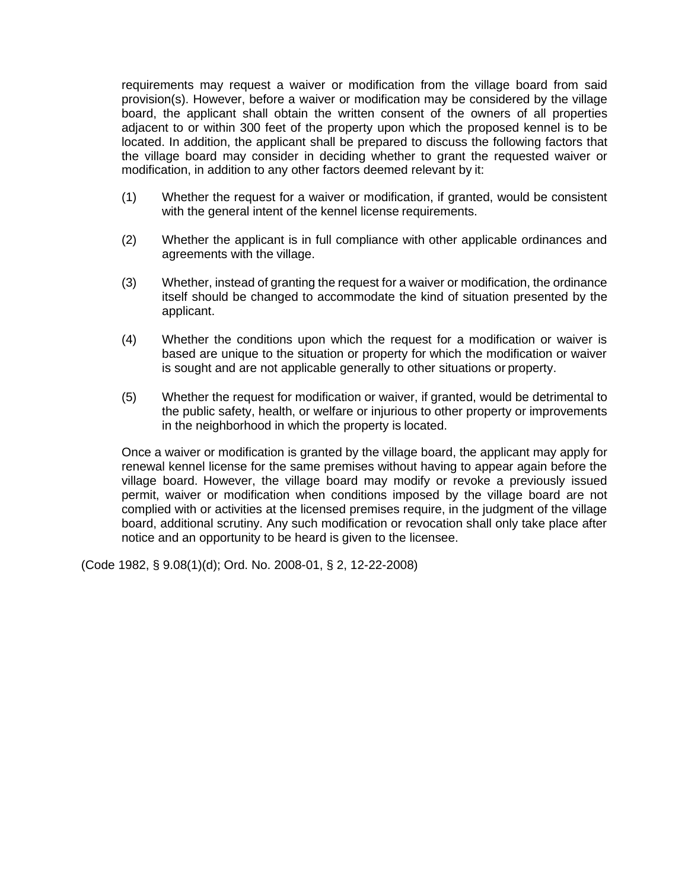requirements may request a waiver or modification from the village board from said provision(s). However, before a waiver or modification may be considered by the village board, the applicant shall obtain the written consent of the owners of all properties adjacent to or within 300 feet of the property upon which the proposed kennel is to be located. In addition, the applicant shall be prepared to discuss the following factors that the village board may consider in deciding whether to grant the requested waiver or modification, in addition to any other factors deemed relevant by it:

(1) Whether the request for a waiver or modification, if granted, would be consistent with the general intent of the kennel license requirements.

(2) Whether the applicant is in full compliance with other applicable ordinances and agreements with the village.

(3) Whether, instead of granting the request for a waiver or modification, the ordinance itself should be changed to accommodate the kind of situation presented by the applicant.

(4) Whether the conditions upon which the request for a modification or waiver is based are unique to the situation or property for which the modification or waiver is sought and are not applicable generally to other situations or property.

(5) Whether the request for modification or waiver, if granted, would be detrimental to the public safety, health, or welfare or injurious to other property or improvements in the neighborhood in which the property is located.

Once a waiver or modification is granted by the village board, the applicant may apply for renewal kennel license for the same premises without having to appear again before the village board. However, the village board may modify or revoke a previously issued permit, waiver or modification when conditions imposed by the village board are not complied with or activities at the licensed premises require, in the judgment of the village board, additional scrutiny. Any such modification or revocation shall only take place after notice and an opportunity to be heard is given to the licensee.

(Code 1982, § 9.08(1)(d); Ord. No. 2008-01, § 2, 12-22-2008)